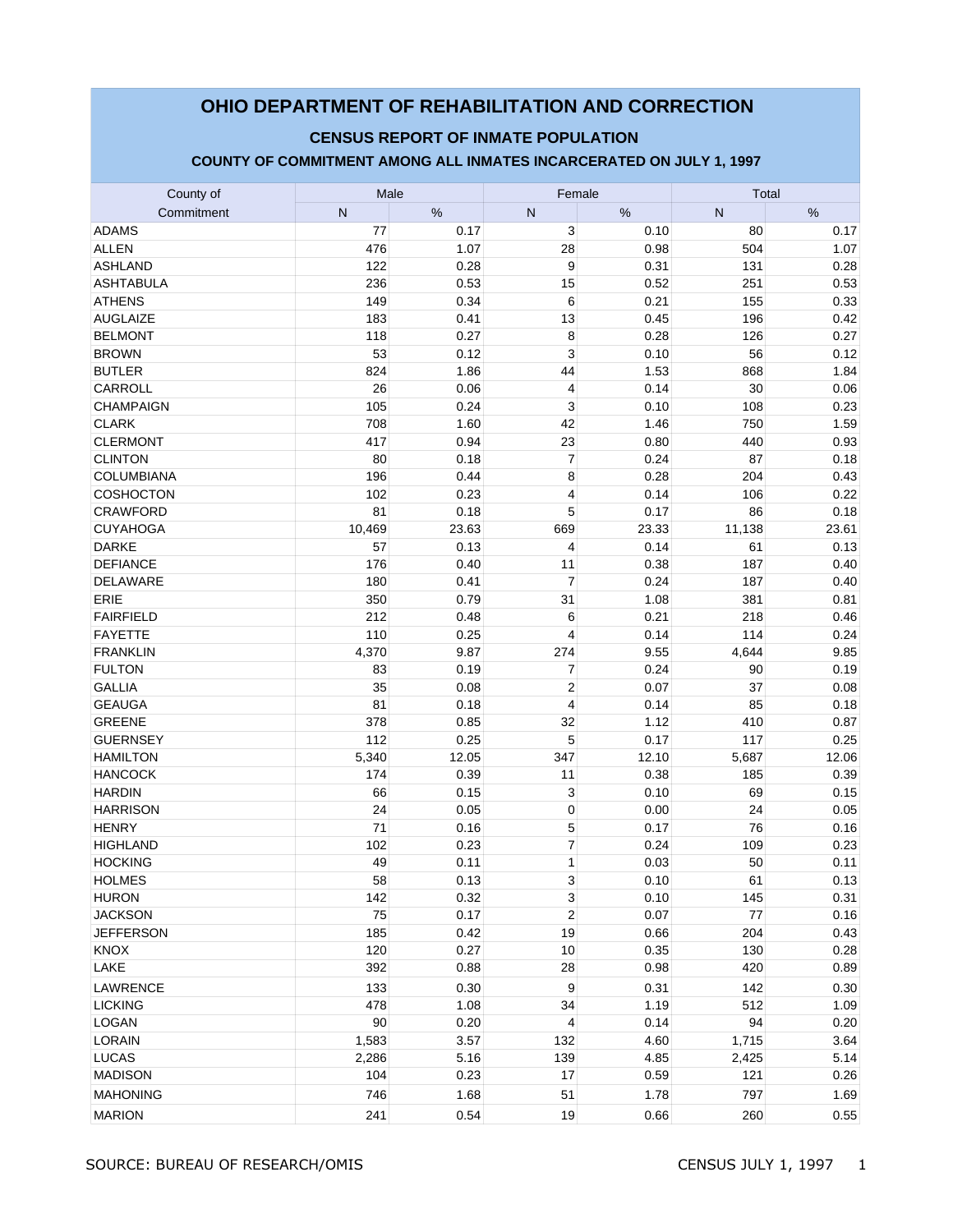# OHIO DEPARTMENT OF REHABILITATION AND CORRECTION

## CENSUS REPORT OF INMATE POPULATION

### COUNTY OF COMMITMENT AMONG ALL INMATES INCARCERATED ON JULY 1, 1997

| County of | Male | | Female | | Total | |
|---|---|---|---|---|---|---|
| Commitment | N | % | N | % | N | % |
| ADAMS | 77 | 0.17 | 3 | 0.10 | 80 | 0.17 |
| ALLEN | 476 | 1.07 | 28 | 0.98 | 504 | 1.07 |
| ASHLAND | 122 | 0.28 | 9 | 0.31 | 131 | 0.28 |
| ASHTABULA | 236 | 0.53 | 15 | 0.52 | 251 | 0.53 |
| ATHENS | 149 | 0.34 | 6 | 0.21 | 155 | 0.33 |
| AUGLAIZE | 183 | 0.41 | 13 | 0.45 | 196 | 0.42 |
| BELMONT | 118 | 0.27 | 8 | 0.28 | 126 | 0.27 |
| BROWN | 53 | 0.12 | 3 | 0.10 | 56 | 0.12 |
| BUTLER | 824 | 1.86 | 44 | 1.53 | 868 | 1.84 |
| CARROLL | 26 | 0.06 | 4 | 0.14 | 30 | 0.06 |
| CHAMPAIGN | 105 | 0.24 | 3 | 0.10 | 108 | 0.23 |
| CLARK | 708 | 1.60 | 42 | 1.46 | 750 | 1.59 |
| CLERMONT | 417 | 0.94 | 23 | 0.80 | 440 | 0.93 |
| CLINTON | 80 | 0.18 | 7 | 0.24 | 87 | 0.18 |
| COLUMBIANA | 196 | 0.44 | 8 | 0.28 | 204 | 0.43 |
| COSHOCTON | 102 | 0.23 | 4 | 0.14 | 106 | 0.22 |
| CRAWFORD | 81 | 0.18 | 5 | 0.17 | 86 | 0.18 |
| CUYAHOGA | 10,469 | 23.63 | 669 | 23.33 | 11,138 | 23.61 |
| DARKE | 57 | 0.13 | 4 | 0.14 | 61 | 0.13 |
| DEFIANCE | 176 | 0.40 | 11 | 0.38 | 187 | 0.40 |
| DELAWARE | 180 | 0.41 | 7 | 0.24 | 187 | 0.40 |
| ERIE | 350 | 0.79 | 31 | 1.08 | 381 | 0.81 |
| FAIRFIELD | 212 | 0.48 | 6 | 0.21 | 218 | 0.46 |
| FAYETTE | 110 | 0.25 | 4 | 0.14 | 114 | 0.24 |
| FRANKLIN | 4,370 | 9.87 | 274 | 9.55 | 4,644 | 9.85 |
| FULTON | 83 | 0.19 | 7 | 0.24 | 90 | 0.19 |
| GALLIA | 35 | 0.08 | 2 | 0.07 | 37 | 0.08 |
| GEAUGA | 81 | 0.18 | 4 | 0.14 | 85 | 0.18 |
| GREENE | 378 | 0.85 | 32 | 1.12 | 410 | 0.87 |
| GUERNSEY | 112 | 0.25 | 5 | 0.17 | 117 | 0.25 |
| HAMILTON | 5,340 | 12.05 | 347 | 12.10 | 5,687 | 12.06 |
| HANCOCK | 174 | 0.39 | 11 | 0.38 | 185 | 0.39 |
| HARDIN | 66 | 0.15 | 3 | 0.10 | 69 | 0.15 |
| HARRISON | 24 | 0.05 | 0 | 0.00 | 24 | 0.05 |
| HENRY | 71 | 0.16 | 5 | 0.17 | 76 | 0.16 |
| HIGHLAND | 102 | 0.23 | 7 | 0.24 | 109 | 0.23 |
| HOCKING | 49 | 0.11 | 1 | 0.03 | 50 | 0.11 |
| HOLMES | 58 | 0.13 | 3 | 0.10 | 61 | 0.13 |
| HURON | 142 | 0.32 | 3 | 0.10 | 145 | 0.31 |
| JACKSON | 75 | 0.17 | 2 | 0.07 | 77 | 0.16 |
| JEFFERSON | 185 | 0.42 | 19 | 0.66 | 204 | 0.43 |
| KNOX | 120 | 0.27 | 10 | 0.35 | 130 | 0.28 |
| LAKE | 392 | 0.88 | 28 | 0.98 | 420 | 0.89 |
| LAWRENCE | 133 | 0.30 | 9 | 0.31 | 142 | 0.30 |
| LICKING | 478 | 1.08 | 34 | 1.19 | 512 | 1.09 |
| LOGAN | 90 | 0.20 | 4 | 0.14 | 94 | 0.20 |
| LORAIN | 1,583 | 3.57 | 132 | 4.60 | 1,715 | 3.64 |
| LUCAS | 2,286 | 5.16 | 139 | 4.85 | 2,425 | 5.14 |
| MADISON | 104 | 0.23 | 17 | 0.59 | 121 | 0.26 |
| MAHONING | 746 | 1.68 | 51 | 1.78 | 797 | 1.69 |
| MARION | 241 | 0.54 | 19 | 0.66 | 260 | 0.55 |

SOURCE: BUREAU OF RESEARCH/OMIS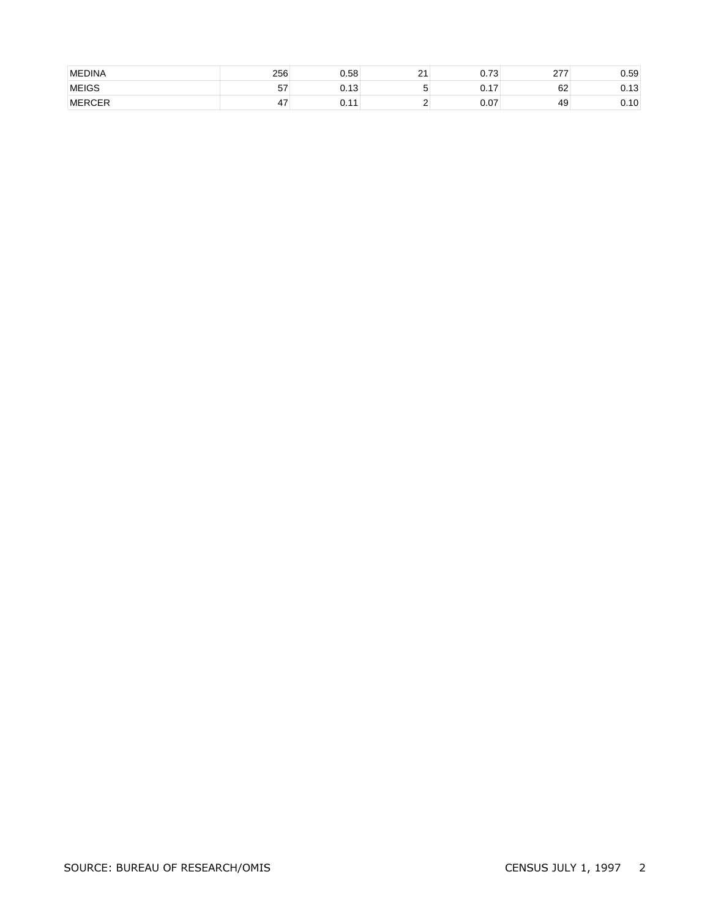| | | | | | | |
|---|---|---|---|---|---|---|
| MEDINA | 256 | 0.58 | 21 | 0.73 | 277 | 0.59 |
| MEIGS | 57 | 0.13 | 5 | 0.17 | 62 | 0.13 |
| MERCER | 47 | 0.11 | 2 | 0.07 | 49 | 0.10 |

SOURCE: BUREAU OF RESEARCH/OMIS

CENSUS JULY 1, 1997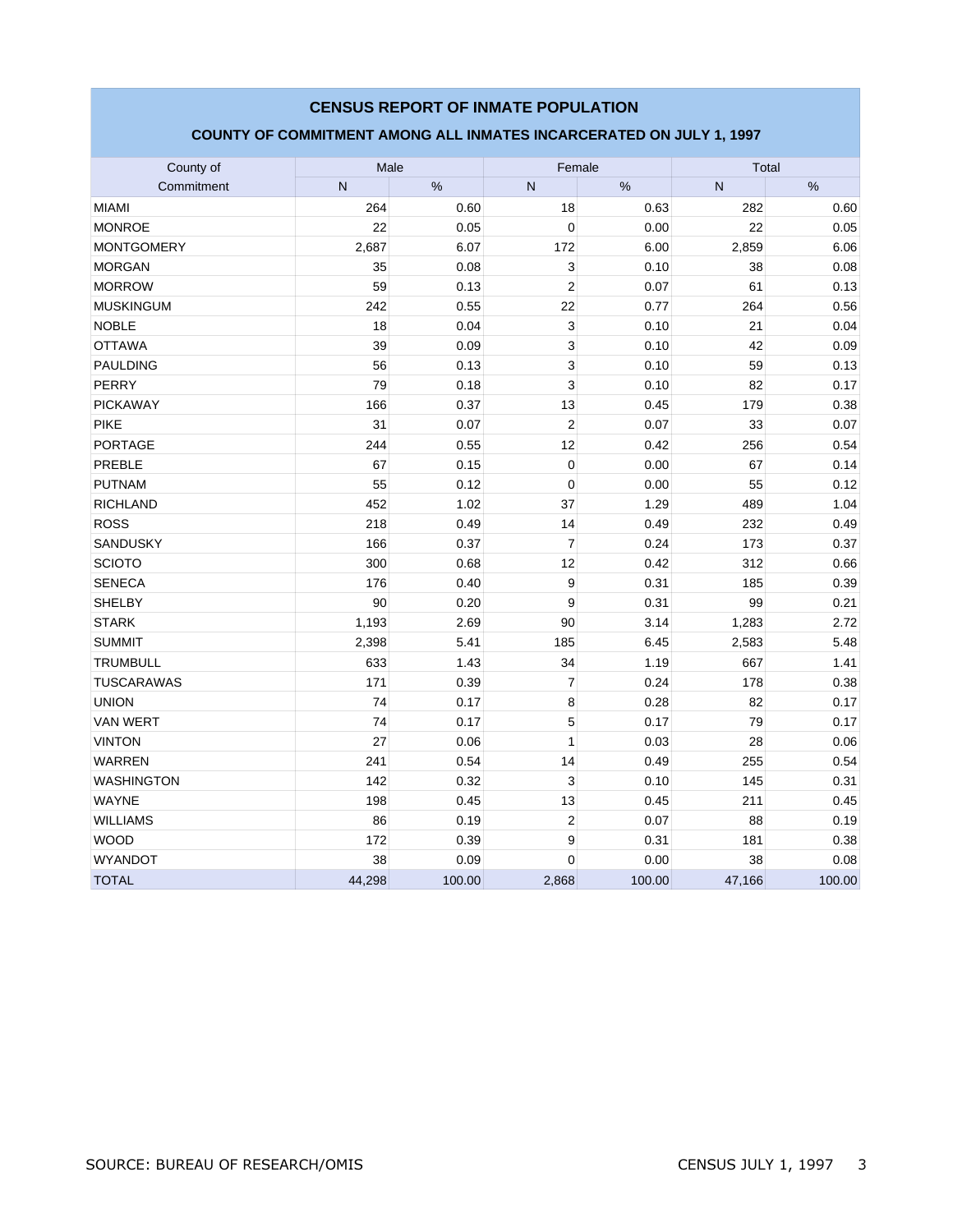## CENSUS REPORT OF INMATE POPULATION

### COUNTY OF COMMITMENT AMONG ALL INMATES INCARCERATED ON JULY 1, 1997

| County of Commitment | Male | | Female | | Total | |
|---|---|---|---|---|---|---|
| | N | % | N | % | N | % |
| MIAMI | 264 | 0.60 | 18 | 0.63 | 282 | 0.60 |
| MONROE | 22 | 0.05 | 0 | 0.00 | 22 | 0.05 |
| MONTGOMERY | 2,687 | 6.07 | 172 | 6.00 | 2,859 | 6.06 |
| MORGAN | 35 | 0.08 | 3 | 0.10 | 38 | 0.08 |
| MORROW | 59 | 0.13 | 2 | 0.07 | 61 | 0.13 |
| MUSKINGUM | 242 | 0.55 | 22 | 0.77 | 264 | 0.56 |
| NOBLE | 18 | 0.04 | 3 | 0.10 | 21 | 0.04 |
| OTTAWA | 39 | 0.09 | 3 | 0.10 | 42 | 0.09 |
| PAULDING | 56 | 0.13 | 3 | 0.10 | 59 | 0.13 |
| PERRY | 79 | 0.18 | 3 | 0.10 | 82 | 0.17 |
| PICKAWAY | 166 | 0.37 | 13 | 0.45 | 179 | 0.38 |
| PIKE | 31 | 0.07 | 2 | 0.07 | 33 | 0.07 |
| PORTAGE | 244 | 0.55 | 12 | 0.42 | 256 | 0.54 |
| PREBLE | 67 | 0.15 | 0 | 0.00 | 67 | 0.14 |
| PUTNAM | 55 | 0.12 | 0 | 0.00 | 55 | 0.12 |
| RICHLAND | 452 | 1.02 | 37 | 1.29 | 489 | 1.04 |
| ROSS | 218 | 0.49 | 14 | 0.49 | 232 | 0.49 |
| SANDUSKY | 166 | 0.37 | 7 | 0.24 | 173 | 0.37 |
| SCIOTO | 300 | 0.68 | 12 | 0.42 | 312 | 0.66 |
| SENECA | 176 | 0.40 | 9 | 0.31 | 185 | 0.39 |
| SHELBY | 90 | 0.20 | 9 | 0.31 | 99 | 0.21 |
| STARK | 1,193 | 2.69 | 90 | 3.14 | 1,283 | 2.72 |
| SUMMIT | 2,398 | 5.41 | 185 | 6.45 | 2,583 | 5.48 |
| TRUMBULL | 633 | 1.43 | 34 | 1.19 | 667 | 1.41 |
| TUSCARAWAS | 171 | 0.39 | 7 | 0.24 | 178 | 0.38 |
| UNION | 74 | 0.17 | 8 | 0.28 | 82 | 0.17 |
| VAN WERT | 74 | 0.17 | 5 | 0.17 | 79 | 0.17 |
| VINTON | 27 | 0.06 | 1 | 0.03 | 28 | 0.06 |
| WARREN | 241 | 0.54 | 14 | 0.49 | 255 | 0.54 |
| WASHINGTON | 142 | 0.32 | 3 | 0.10 | 145 | 0.31 |
| WAYNE | 198 | 0.45 | 13 | 0.45 | 211 | 0.45 |
| WILLIAMS | 86 | 0.19 | 2 | 0.07 | 88 | 0.19 |
| WOOD | 172 | 0.39 | 9 | 0.31 | 181 | 0.38 |
| WYANDOT | 38 | 0.09 | 0 | 0.00 | 38 | 0.08 |
| TOTAL | 44,298 | 100.00 | 2,868 | 100.00 | 47,166 | 100.00 |

SOURCE: BUREAU OF RESEARCH/OMIS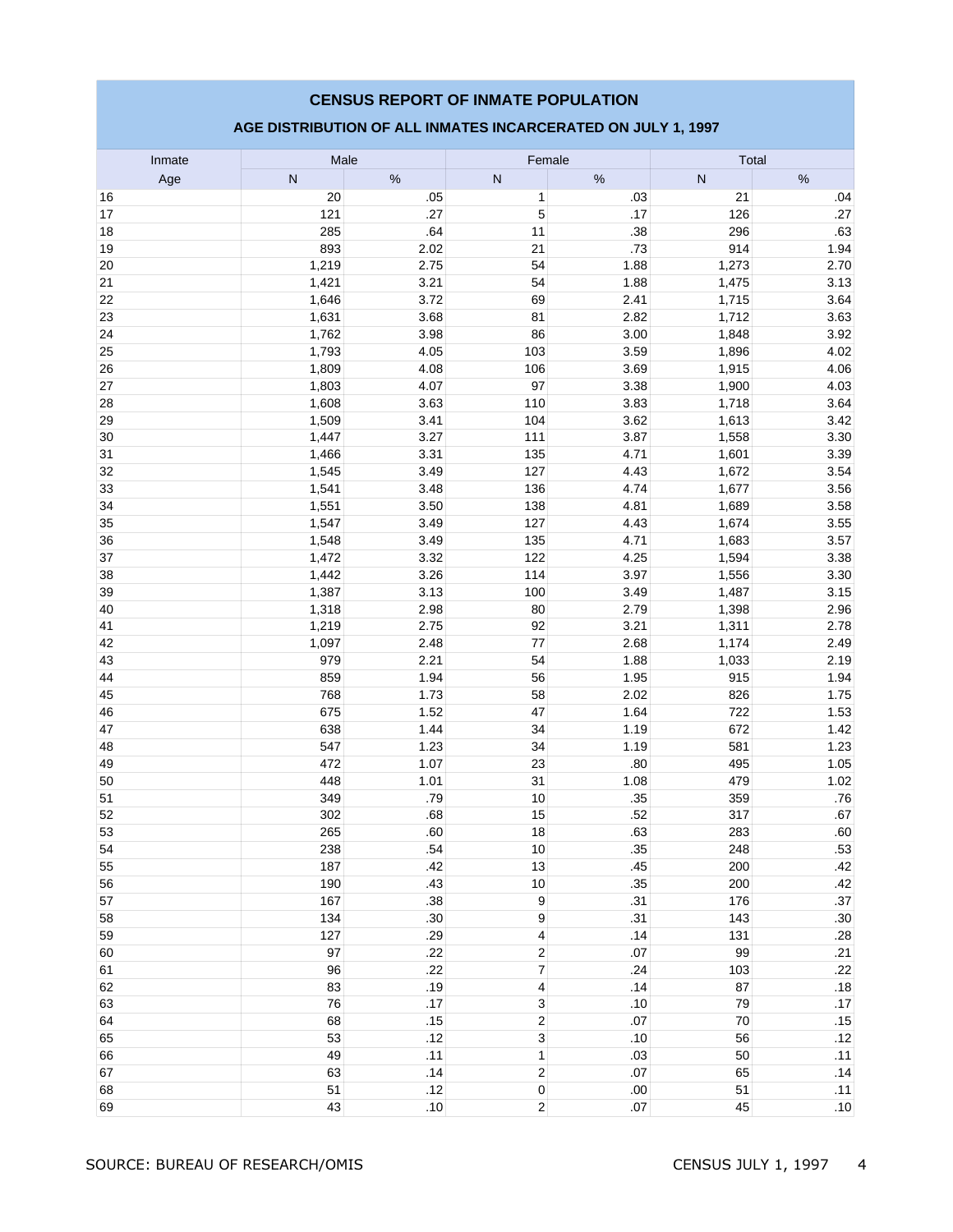## CENSUS REPORT OF INMATE POPULATION

### AGE DISTRIBUTION OF ALL INMATES INCARCERATED ON JULY 1, 1997

| Inmate | Male | | Female | | Total | |
|---|---|---|---|---|---|---|
| Age | N | % | N | % | N | % |
| 16 | 20 | .05 | 1 | .03 | 21 | .04 |
| 17 | 121 | .27 | 5 | .17 | 126 | .27 |
| 18 | 285 | .64 | 11 | .38 | 296 | .63 |
| 19 | 893 | 2.02 | 21 | .73 | 914 | 1.94 |
| 20 | 1,219 | 2.75 | 54 | 1.88 | 1,273 | 2.70 |
| 21 | 1,421 | 3.21 | 54 | 1.88 | 1,475 | 3.13 |
| 22 | 1,646 | 3.72 | 69 | 2.41 | 1,715 | 3.64 |
| 23 | 1,631 | 3.68 | 81 | 2.82 | 1,712 | 3.63 |
| 24 | 1,762 | 3.98 | 86 | 3.00 | 1,848 | 3.92 |
| 25 | 1,793 | 4.05 | 103 | 3.59 | 1,896 | 4.02 |
| 26 | 1,809 | 4.08 | 106 | 3.69 | 1,915 | 4.06 |
| 27 | 1,803 | 4.07 | 97 | 3.38 | 1,900 | 4.03 |
| 28 | 1,608 | 3.63 | 110 | 3.83 | 1,718 | 3.64 |
| 29 | 1,509 | 3.41 | 104 | 3.62 | 1,613 | 3.42 |
| 30 | 1,447 | 3.27 | 111 | 3.87 | 1,558 | 3.30 |
| 31 | 1,466 | 3.31 | 135 | 4.71 | 1,601 | 3.39 |
| 32 | 1,545 | 3.49 | 127 | 4.43 | 1,672 | 3.54 |
| 33 | 1,541 | 3.48 | 136 | 4.74 | 1,677 | 3.56 |
| 34 | 1,551 | 3.50 | 138 | 4.81 | 1,689 | 3.58 |
| 35 | 1,547 | 3.49 | 127 | 4.43 | 1,674 | 3.55 |
| 36 | 1,548 | 3.49 | 135 | 4.71 | 1,683 | 3.57 |
| 37 | 1,472 | 3.32 | 122 | 4.25 | 1,594 | 3.38 |
| 38 | 1,442 | 3.26 | 114 | 3.97 | 1,556 | 3.30 |
| 39 | 1,387 | 3.13 | 100 | 3.49 | 1,487 | 3.15 |
| 40 | 1,318 | 2.98 | 80 | 2.79 | 1,398 | 2.96 |
| 41 | 1,219 | 2.75 | 92 | 3.21 | 1,311 | 2.78 |
| 42 | 1,097 | 2.48 | 77 | 2.68 | 1,174 | 2.49 |
| 43 | 979 | 2.21 | 54 | 1.88 | 1,033 | 2.19 |
| 44 | 859 | 1.94 | 56 | 1.95 | 915 | 1.94 |
| 45 | 768 | 1.73 | 58 | 2.02 | 826 | 1.75 |
| 46 | 675 | 1.52 | 47 | 1.64 | 722 | 1.53 |
| 47 | 638 | 1.44 | 34 | 1.19 | 672 | 1.42 |
| 48 | 547 | 1.23 | 34 | 1.19 | 581 | 1.23 |
| 49 | 472 | 1.07 | 23 | .80 | 495 | 1.05 |
| 50 | 448 | 1.01 | 31 | 1.08 | 479 | 1.02 |
| 51 | 349 | .79 | 10 | .35 | 359 | .76 |
| 52 | 302 | .68 | 15 | .52 | 317 | .67 |
| 53 | 265 | .60 | 18 | .63 | 283 | .60 |
| 54 | 238 | .54 | 10 | .35 | 248 | .53 |
| 55 | 187 | .42 | 13 | .45 | 200 | .42 |
| 56 | 190 | .43 | 10 | .35 | 200 | .42 |
| 57 | 167 | .38 | 9 | .31 | 176 | .37 |
| 58 | 134 | .30 | 9 | .31 | 143 | .30 |
| 59 | 127 | .29 | 4 | .14 | 131 | .28 |
| 60 | 97 | .22 | 2 | .07 | 99 | .21 |
| 61 | 96 | .22 | 7 | .24 | 103 | .22 |
| 62 | 83 | .19 | 4 | .14 | 87 | .18 |
| 63 | 76 | .17 | 3 | .10 | 79 | .17 |
| 64 | 68 | .15 | 2 | .07 | 70 | .15 |
| 65 | 53 | .12 | 3 | .10 | 56 | .12 |
| 66 | 49 | .11 | 1 | .03 | 50 | .11 |
| 67 | 63 | .14 | 2 | .07 | 65 | .14 |
| 68 | 51 | .12 | 0 | .00 | 51 | .11 |
| 69 | 43 | .10 | 2 | .07 | 45 | .10 |

SOURCE: BUREAU OF RESEARCH/OMIS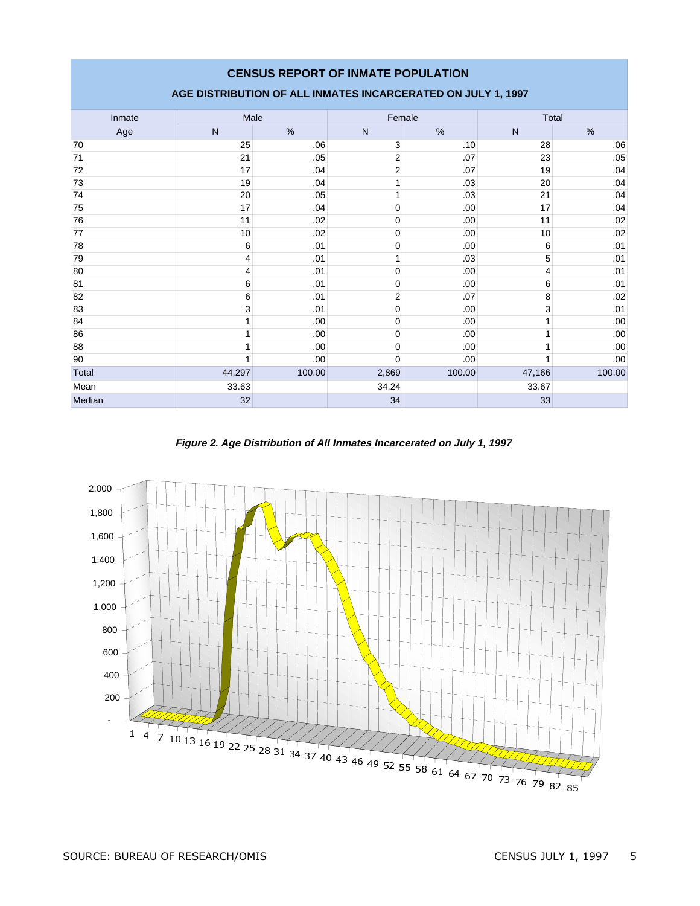## CENSUS REPORT OF INMATE POPULATION

### AGE DISTRIBUTION OF ALL INMATES INCARCERATED ON JULY 1, 1997

| Inmate | Male | | Female | | Total | |
|---|---|---|---|---|---|---|
| Age | N | % | N | % | N | % |
| 70 | 25 | .06 | 3 | .10 | 28 | .06 |
| 71 | 21 | .05 | 2 | .07 | 23 | .05 |
| 72 | 17 | .04 | 2 | .07 | 19 | .04 |
| 73 | 19 | .04 | 1 | .03 | 20 | .04 |
| 74 | 20 | .05 | 1 | .03 | 21 | .04 |
| 75 | 17 | .04 | 0 | .00 | 17 | .04 |
| 76 | 11 | .02 | 0 | .00 | 11 | .02 |
| 77 | 10 | .02 | 0 | .00 | 10 | .02 |
| 78 | 6 | .01 | 0 | .00 | 6 | .01 |
| 79 | 4 | .01 | 1 | .03 | 5 | .01 |
| 80 | 4 | .01 | 0 | .00 | 4 | .01 |
| 81 | 6 | .01 | 0 | .00 | 6 | .01 |
| 82 | 6 | .01 | 2 | .07 | 8 | .02 |
| 83 | 3 | .01 | 0 | .00 | 3 | .01 |
| 84 | 1 | .00 | 0 | .00 | 1 | .00 |
| 86 | 1 | .00 | 0 | .00 | 1 | .00 |
| 88 | 1 | .00 | 0 | .00 | 1 | .00 |
| 90 | 1 | .00 | 0 | .00 | 1 | .00 |
| Total | 44,297 | 100.00 | 2,869 | 100.00 | 47,166 | 100.00 |
| Mean | 33.63 | | 34.24 | | 33.67 | |
| Median | 32 | | 34 | | 33 | |

***Figure 2. Age Distribution of All Inmates Incarcerated on July 1, 1997***

SOURCE: BUREAU OF RESEARCH/OMIS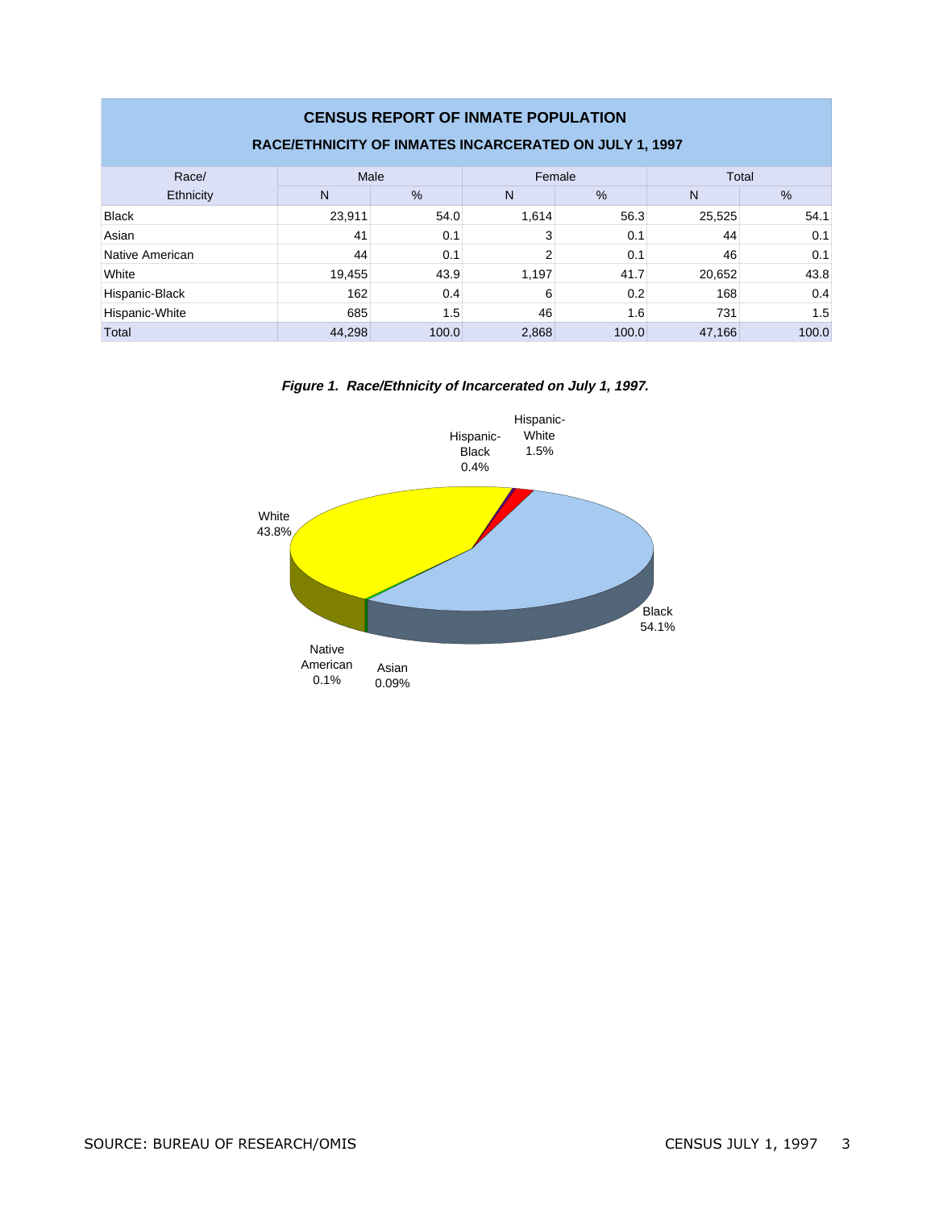## CENSUS REPORT OF INMATE POPULATION

### RACE/ETHNICITY OF INMATES INCARCERATED ON JULY 1, 1997

| Race/ Ethnicity | Male | | Female | | Total | |
|---|---|---|---|---|---|---|
| | N | % | N | % | N | % |
| Black | 23,911 | 54.0 | 1,614 | 56.3 | 25,525 | 54.1 |
| Asian | 41 | 0.1 | 3 | 0.1 | 44 | 0.1 |
| Native American | 44 | 0.1 | 2 | 0.1 | 46 | 0.1 |
| White | 19,455 | 43.9 | 1,197 | 41.7 | 20,652 | 43.8 |
| Hispanic-Black | 162 | 0.4 | 6 | 0.2 | 168 | 0.4 |
| Hispanic-White | 685 | 1.5 | 46 | 1.6 | 731 | 1.5 |
| Total | 44,298 | 100.0 | 2,868 | 100.0 | 47,166 | 100.0 |

***Figure 1. Race/Ethnicity of Incarcerated on July 1, 1997.***

Hispanic-Black 0.4%
Hispanic-White 1.5%
White 43.8%
Black 54.1%
Native American 0.1%
Asian 0.09%

SOURCE: BUREAU OF RESEARCH/OMIS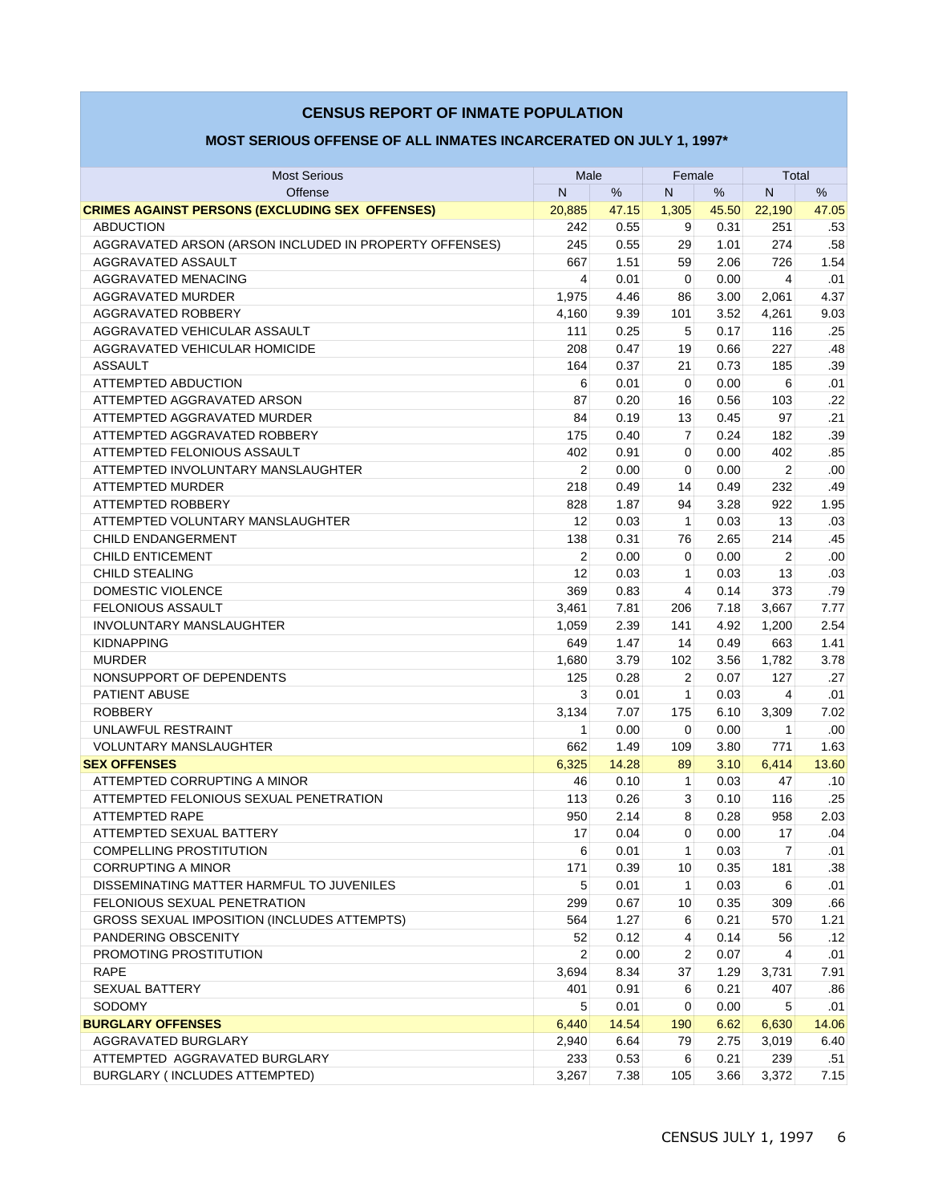## CENSUS REPORT OF INMATE POPULATION

### MOST SERIOUS OFFENSE OF ALL INMATES INCARCERATED ON JULY 1, 1997*

| Most Serious Offense | Male | | Female | | Total | |
|---|---|---|---|---|---|---|
| | N | % | N | % | N | % |
| **CRIMES AGAINST PERSONS (EXCLUDING SEX OFFENSES)** | 20,885 | 47.15 | 1,305 | 45.50 | 22,190 | 47.05 |
| ABDUCTION | 242 | 0.55 | 9 | 0.31 | 251 | .53 |
| AGGRAVATED ARSON (ARSON INCLUDED IN PROPERTY OFFENSES) | 245 | 0.55 | 29 | 1.01 | 274 | .58 |
| AGGRAVATED ASSAULT | 667 | 1.51 | 59 | 2.06 | 726 | 1.54 |
| AGGRAVATED MENACING | 4 | 0.01 | 0 | 0.00 | 4 | .01 |
| AGGRAVATED MURDER | 1,975 | 4.46 | 86 | 3.00 | 2,061 | 4.37 |
| AGGRAVATED ROBBERY | 4,160 | 9.39 | 101 | 3.52 | 4,261 | 9.03 |
| AGGRAVATED VEHICULAR ASSAULT | 111 | 0.25 | 5 | 0.17 | 116 | .25 |
| AGGRAVATED VEHICULAR HOMICIDE | 208 | 0.47 | 19 | 0.66 | 227 | .48 |
| ASSAULT | 164 | 0.37 | 21 | 0.73 | 185 | .39 |
| ATTEMPTED ABDUCTION | 6 | 0.01 | 0 | 0.00 | 6 | .01 |
| ATTEMPTED AGGRAVATED ARSON | 87 | 0.20 | 16 | 0.56 | 103 | .22 |
| ATTEMPTED AGGRAVATED MURDER | 84 | 0.19 | 13 | 0.45 | 97 | .21 |
| ATTEMPTED AGGRAVATED ROBBERY | 175 | 0.40 | 7 | 0.24 | 182 | .39 |
| ATTEMPTED FELONIOUS ASSAULT | 402 | 0.91 | 0 | 0.00 | 402 | .85 |
| ATTEMPTED INVOLUNTARY MANSLAUGHTER | 2 | 0.00 | 0 | 0.00 | 2 | .00 |
| ATTEMPTED MURDER | 218 | 0.49 | 14 | 0.49 | 232 | .49 |
| ATTEMPTED ROBBERY | 828 | 1.87 | 94 | 3.28 | 922 | 1.95 |
| ATTEMPTED VOLUNTARY MANSLAUGHTER | 12 | 0.03 | 1 | 0.03 | 13 | .03 |
| CHILD ENDANGERMENT | 138 | 0.31 | 76 | 2.65 | 214 | .45 |
| CHILD ENTICEMENT | 2 | 0.00 | 0 | 0.00 | 2 | .00 |
| CHILD STEALING | 12 | 0.03 | 1 | 0.03 | 13 | .03 |
| DOMESTIC VIOLENCE | 369 | 0.83 | 4 | 0.14 | 373 | .79 |
| FELONIOUS ASSAULT | 3,461 | 7.81 | 206 | 7.18 | 3,667 | 7.77 |
| INVOLUNTARY MANSLAUGHTER | 1,059 | 2.39 | 141 | 4.92 | 1,200 | 2.54 |
| KIDNAPPING | 649 | 1.47 | 14 | 0.49 | 663 | 1.41 |
| MURDER | 1,680 | 3.79 | 102 | 3.56 | 1,782 | 3.78 |
| NONSUPPORT OF DEPENDENTS | 125 | 0.28 | 2 | 0.07 | 127 | .27 |
| PATIENT ABUSE | 3 | 0.01 | 1 | 0.03 | 4 | .01 |
| ROBBERY | 3,134 | 7.07 | 175 | 6.10 | 3,309 | 7.02 |
| UNLAWFUL RESTRAINT | 1 | 0.00 | 0 | 0.00 | 1 | .00 |
| VOLUNTARY MANSLAUGHTER | 662 | 1.49 | 109 | 3.80 | 771 | 1.63 |
| **SEX OFFENSES** | 6,325 | 14.28 | 89 | 3.10 | 6,414 | 13.60 |
| ATTEMPTED CORRUPTING A MINOR | 46 | 0.10 | 1 | 0.03 | 47 | .10 |
| ATTEMPTED FELONIOUS SEXUAL PENETRATION | 113 | 0.26 | 3 | 0.10 | 116 | .25 |
| ATTEMPTED RAPE | 950 | 2.14 | 8 | 0.28 | 958 | 2.03 |
| ATTEMPTED SEXUAL BATTERY | 17 | 0.04 | 0 | 0.00 | 17 | .04 |
| COMPELLING PROSTITUTION | 6 | 0.01 | 1 | 0.03 | 7 | .01 |
| CORRUPTING A MINOR | 171 | 0.39 | 10 | 0.35 | 181 | .38 |
| DISSEMINATING MATTER HARMFUL TO JUVENILES | 5 | 0.01 | 1 | 0.03 | 6 | .01 |
| FELONIOUS SEXUAL PENETRATION | 299 | 0.67 | 10 | 0.35 | 309 | .66 |
| GROSS SEXUAL IMPOSITION (INCLUDES ATTEMPTS) | 564 | 1.27 | 6 | 0.21 | 570 | 1.21 |
| PANDERING OBSCENITY | 52 | 0.12 | 4 | 0.14 | 56 | .12 |
| PROMOTING PROSTITUTION | 2 | 0.00 | 2 | 0.07 | 4 | .01 |
| RAPE | 3,694 | 8.34 | 37 | 1.29 | 3,731 | 7.91 |
| SEXUAL BATTERY | 401 | 0.91 | 6 | 0.21 | 407 | .86 |
| SODOMY | 5 | 0.01 | 0 | 0.00 | 5 | .01 |
| **BURGLARY OFFENSES** | 6,440 | 14.54 | 190 | 6.62 | 6,630 | 14.06 |
| AGGRAVATED BURGLARY | 2,940 | 6.64 | 79 | 2.75 | 3,019 | 6.40 |
| ATTEMPTED AGGRAVATED BURGLARY | 233 | 0.53 | 6 | 0.21 | 239 | .51 |
| BURGLARY ( INCLUDES ATTEMPTED) | 3,267 | 7.38 | 105 | 3.66 | 3,372 | 7.15 |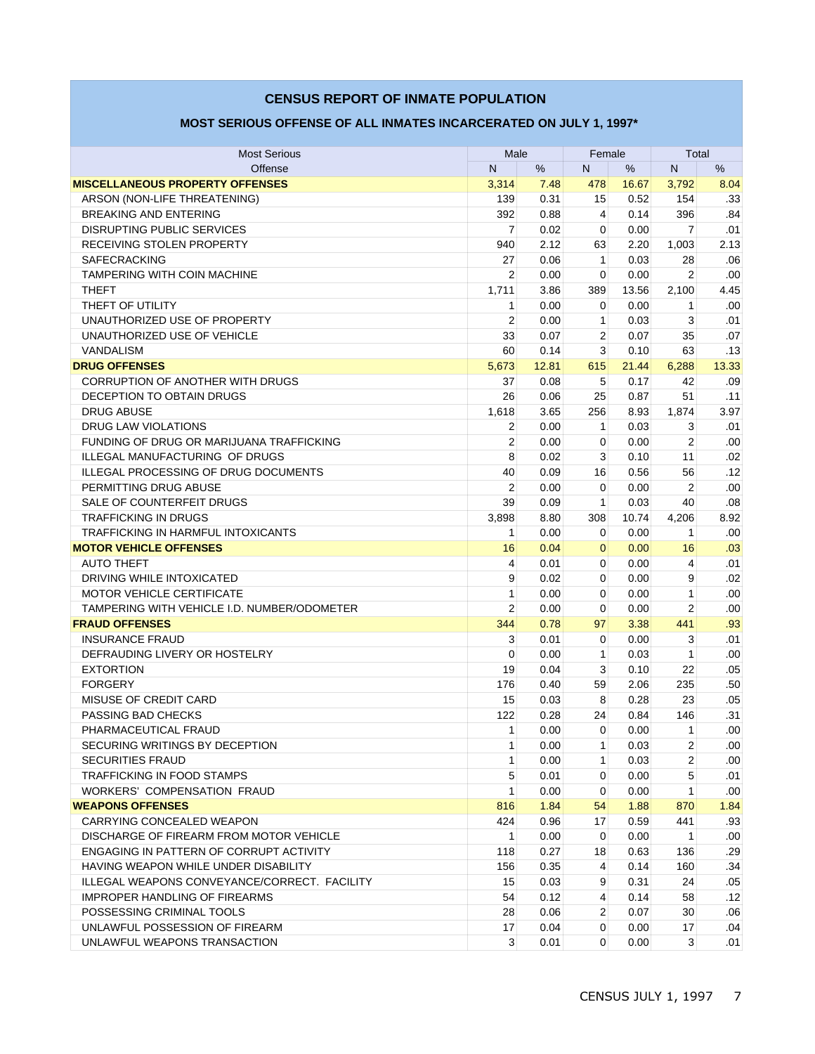## CENSUS REPORT OF INMATE POPULATION

### MOST SERIOUS OFFENSE OF ALL INMATES INCARCERATED ON JULY 1, 1997*

| Most Serious Offense | Male | | Female | | Total | |
|---|---|---|---|---|---|---|
| | N | % | N | % | N | % |
| **MISCELLANEOUS PROPERTY OFFENSES** | 3,314 | 7.48 | 478 | 16.67 | 3,792 | 8.04 |
| ARSON (NON-LIFE THREATENING) | 139 | 0.31 | 15 | 0.52 | 154 | .33 |
| BREAKING AND ENTERING | 392 | 0.88 | 4 | 0.14 | 396 | .84 |
| DISRUPTING PUBLIC SERVICES | 7 | 0.02 | 0 | 0.00 | 7 | .01 |
| RECEIVING STOLEN PROPERTY | 940 | 2.12 | 63 | 2.20 | 1,003 | 2.13 |
| SAFECRACKING | 27 | 0.06 | 1 | 0.03 | 28 | .06 |
| TAMPERING WITH COIN MACHINE | 2 | 0.00 | 0 | 0.00 | 2 | .00 |
| THEFT | 1,711 | 3.86 | 389 | 13.56 | 2,100 | 4.45 |
| THEFT OF UTILITY | 1 | 0.00 | 0 | 0.00 | 1 | .00 |
| UNAUTHORIZED USE OF PROPERTY | 2 | 0.00 | 1 | 0.03 | 3 | .01 |
| UNAUTHORIZED USE OF VEHICLE | 33 | 0.07 | 2 | 0.07 | 35 | .07 |
| VANDALISM | 60 | 0.14 | 3 | 0.10 | 63 | .13 |
| **DRUG OFFENSES** | 5,673 | 12.81 | 615 | 21.44 | 6,288 | 13.33 |
| CORRUPTION OF ANOTHER WITH DRUGS | 37 | 0.08 | 5 | 0.17 | 42 | .09 |
| DECEPTION TO OBTAIN DRUGS | 26 | 0.06 | 25 | 0.87 | 51 | .11 |
| DRUG ABUSE | 1,618 | 3.65 | 256 | 8.93 | 1,874 | 3.97 |
| DRUG LAW VIOLATIONS | 2 | 0.00 | 1 | 0.03 | 3 | .01 |
| FUNDING OF DRUG OR MARIJUANA TRAFFICKING | 2 | 0.00 | 0 | 0.00 | 2 | .00 |
| ILLEGAL MANUFACTURING OF DRUGS | 8 | 0.02 | 3 | 0.10 | 11 | .02 |
| ILLEGAL PROCESSING OF DRUG DOCUMENTS | 40 | 0.09 | 16 | 0.56 | 56 | .12 |
| PERMITTING DRUG ABUSE | 2 | 0.00 | 0 | 0.00 | 2 | .00 |
| SALE OF COUNTERFEIT DRUGS | 39 | 0.09 | 1 | 0.03 | 40 | .08 |
| TRAFFICKING IN DRUGS | 3,898 | 8.80 | 308 | 10.74 | 4,206 | 8.92 |
| TRAFFICKING IN HARMFUL INTOXICANTS | 1 | 0.00 | 0 | 0.00 | 1 | .00 |
| **MOTOR VEHICLE OFFENSES** | 16 | 0.04 | 0 | 0.00 | 16 | .03 |
| AUTO THEFT | 4 | 0.01 | 0 | 0.00 | 4 | .01 |
| DRIVING WHILE INTOXICATED | 9 | 0.02 | 0 | 0.00 | 9 | .02 |
| MOTOR VEHICLE CERTIFICATE | 1 | 0.00 | 0 | 0.00 | 1 | .00 |
| TAMPERING WITH VEHICLE I.D. NUMBER/ODOMETER | 2 | 0.00 | 0 | 0.00 | 2 | .00 |
| **FRAUD OFFENSES** | 344 | 0.78 | 97 | 3.38 | 441 | .93 |
| INSURANCE FRAUD | 3 | 0.01 | 0 | 0.00 | 3 | .01 |
| DEFRAUDING LIVERY OR HOSTELRY | 0 | 0.00 | 1 | 0.03 | 1 | .00 |
| EXTORTION | 19 | 0.04 | 3 | 0.10 | 22 | .05 |
| FORGERY | 176 | 0.40 | 59 | 2.06 | 235 | .50 |
| MISUSE OF CREDIT CARD | 15 | 0.03 | 8 | 0.28 | 23 | .05 |
| PASSING BAD CHECKS | 122 | 0.28 | 24 | 0.84 | 146 | .31 |
| PHARMACEUTICAL FRAUD | 1 | 0.00 | 0 | 0.00 | 1 | .00 |
| SECURING WRITINGS BY DECEPTION | 1 | 0.00 | 1 | 0.03 | 2 | .00 |
| SECURITIES FRAUD | 1 | 0.00 | 1 | 0.03 | 2 | .00 |
| TRAFFICKING IN FOOD STAMPS | 5 | 0.01 | 0 | 0.00 | 5 | .01 |
| WORKERS' COMPENSATION FRAUD | 1 | 0.00 | 0 | 0.00 | 1 | .00 |
| **WEAPONS OFFENSES** | 816 | 1.84 | 54 | 1.88 | 870 | 1.84 |
| CARRYING CONCEALED WEAPON | 424 | 0.96 | 17 | 0.59 | 441 | .93 |
| DISCHARGE OF FIREARM FROM MOTOR VEHICLE | 1 | 0.00 | 0 | 0.00 | 1 | .00 |
| ENGAGING IN PATTERN OF CORRUPT ACTIVITY | 118 | 0.27 | 18 | 0.63 | 136 | .29 |
| HAVING WEAPON WHILE UNDER DISABILITY | 156 | 0.35 | 4 | 0.14 | 160 | .34 |
| ILLEGAL WEAPONS CONVEYANCE/CORRECT. FACILITY | 15 | 0.03 | 9 | 0.31 | 24 | .05 |
| IMPROPER HANDLING OF FIREARMS | 54 | 0.12 | 4 | 0.14 | 58 | .12 |
| POSSESSING CRIMINAL TOOLS | 28 | 0.06 | 2 | 0.07 | 30 | .06 |
| UNLAWFUL POSSESSION OF FIREARM | 17 | 0.04 | 0 | 0.00 | 17 | .04 |
| UNLAWFUL WEAPONS TRANSACTION | 3 | 0.01 | 0 | 0.00 | 3 | .01 |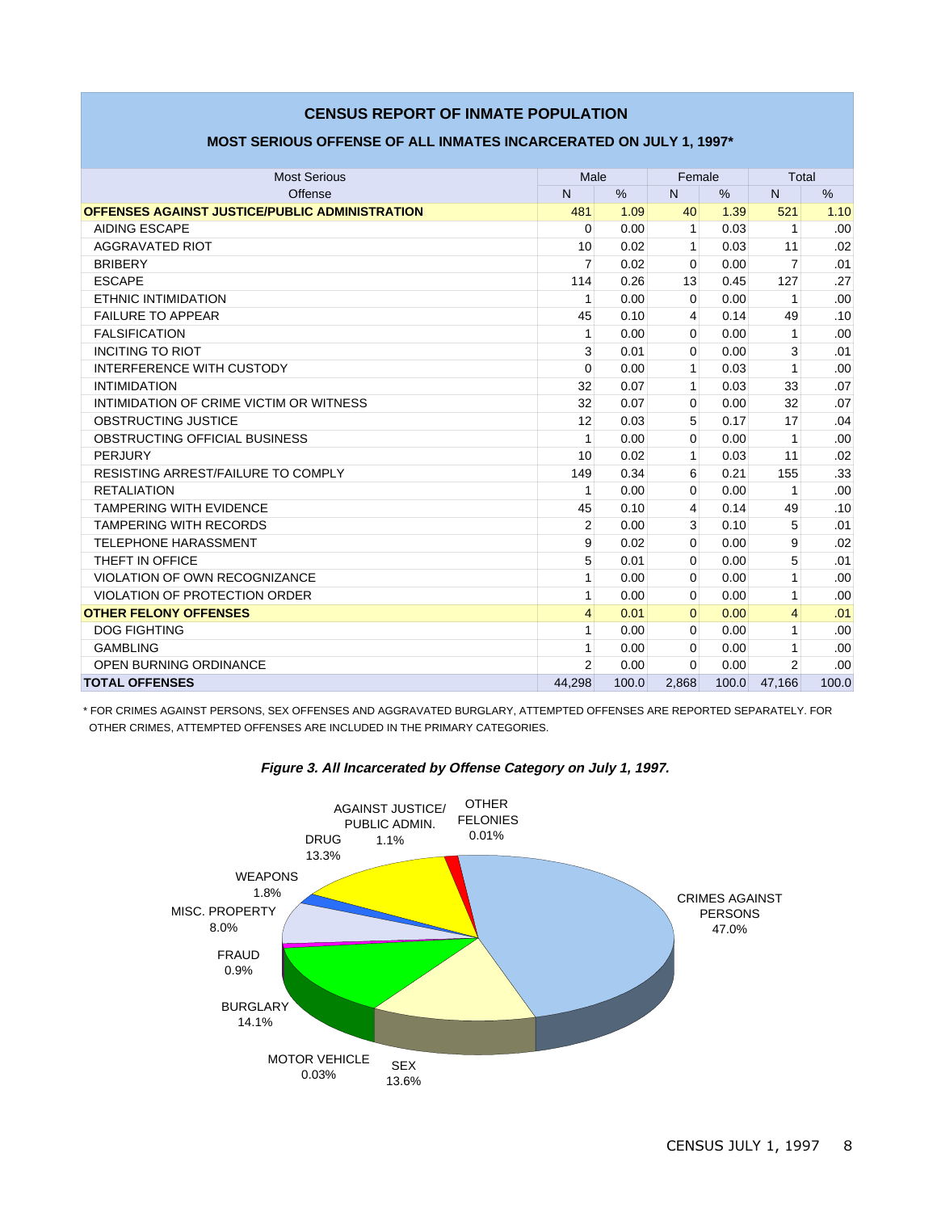## CENSUS REPORT OF INMATE POPULATION

### MOST SERIOUS OFFENSE OF ALL INMATES INCARCERATED ON JULY 1, 1997*

| Most Serious | Male | | Female | | Total | |
|---|---|---|---|---|---|---|
| Offense | N | % | N | % | N | % |
| **OFFENSES AGAINST JUSTICE/PUBLIC ADMINISTRATION** | 481 | 1.09 | 40 | 1.39 | 521 | 1.10 |
| AIDING ESCAPE | 0 | 0.00 | 1 | 0.03 | 1 | .00 |
| AGGRAVATED RIOT | 10 | 0.02 | 1 | 0.03 | 11 | .02 |
| BRIBERY | 7 | 0.02 | 0 | 0.00 | 7 | .01 |
| ESCAPE | 114 | 0.26 | 13 | 0.45 | 127 | .27 |
| ETHNIC INTIMIDATION | 1 | 0.00 | 0 | 0.00 | 1 | .00 |
| FAILURE TO APPEAR | 45 | 0.10 | 4 | 0.14 | 49 | .10 |
| FALSIFICATION | 1 | 0.00 | 0 | 0.00 | 1 | .00 |
| INCITING TO RIOT | 3 | 0.01 | 0 | 0.00 | 3 | .01 |
| INTERFERENCE WITH CUSTODY | 0 | 0.00 | 1 | 0.03 | 1 | .00 |
| INTIMIDATION | 32 | 0.07 | 1 | 0.03 | 33 | .07 |
| INTIMIDATION OF CRIME VICTIM OR WITNESS | 32 | 0.07 | 0 | 0.00 | 32 | .07 |
| OBSTRUCTING JUSTICE | 12 | 0.03 | 5 | 0.17 | 17 | .04 |
| OBSTRUCTING OFFICIAL BUSINESS | 1 | 0.00 | 0 | 0.00 | 1 | .00 |
| PERJURY | 10 | 0.02 | 1 | 0.03 | 11 | .02 |
| RESISTING ARREST/FAILURE TO COMPLY | 149 | 0.34 | 6 | 0.21 | 155 | .33 |
| RETALIATION | 1 | 0.00 | 0 | 0.00 | 1 | .00 |
| TAMPERING WITH EVIDENCE | 45 | 0.10 | 4 | 0.14 | 49 | .10 |
| TAMPERING WITH RECORDS | 2 | 0.00 | 3 | 0.10 | 5 | .01 |
| TELEPHONE HARASSMENT | 9 | 0.02 | 0 | 0.00 | 9 | .02 |
| THEFT IN OFFICE | 5 | 0.01 | 0 | 0.00 | 5 | .01 |
| VIOLATION OF OWN RECOGNIZANCE | 1 | 0.00 | 0 | 0.00 | 1 | .00 |
| VIOLATION OF PROTECTION ORDER | 1 | 0.00 | 0 | 0.00 | 1 | .00 |
| **OTHER FELONY OFFENSES** | 4 | 0.01 | 0 | 0.00 | 4 | .01 |
| DOG FIGHTING | 1 | 0.00 | 0 | 0.00 | 1 | .00 |
| GAMBLING | 1 | 0.00 | 0 | 0.00 | 1 | .00 |
| OPEN BURNING ORDINANCE | 2 | 0.00 | 0 | 0.00 | 2 | .00 |
| **TOTAL OFFENSES** | 44,298 | 100.0 | 2,868 | 100.0 | 47,166 | 100.0 |

* FOR CRIMES AGAINST PERSONS, SEX OFFENSES AND AGGRAVATED BURGLARY, ATTEMPTED OFFENSES ARE REPORTED SEPARATELY. FOR OTHER CRIMES, ATTEMPTED OFFENSES ARE INCLUDED IN THE PRIMARY CATEGORIES.

*Figure 3. All Incarcerated by Offense Category on July 1, 1997.*

AGAINST JUSTICE/ PUBLIC ADMIN. 1.1%
OTHER FELONIES 0.01%
DRUG 13.3%
WEAPONS 1.8%
MISC. PROPERTY 8.0%
FRAUD 0.9%
BURGLARY 14.1%
MOTOR VEHICLE 0.03%
SEX 13.6%
CRIMES AGAINST PERSONS 47.0%